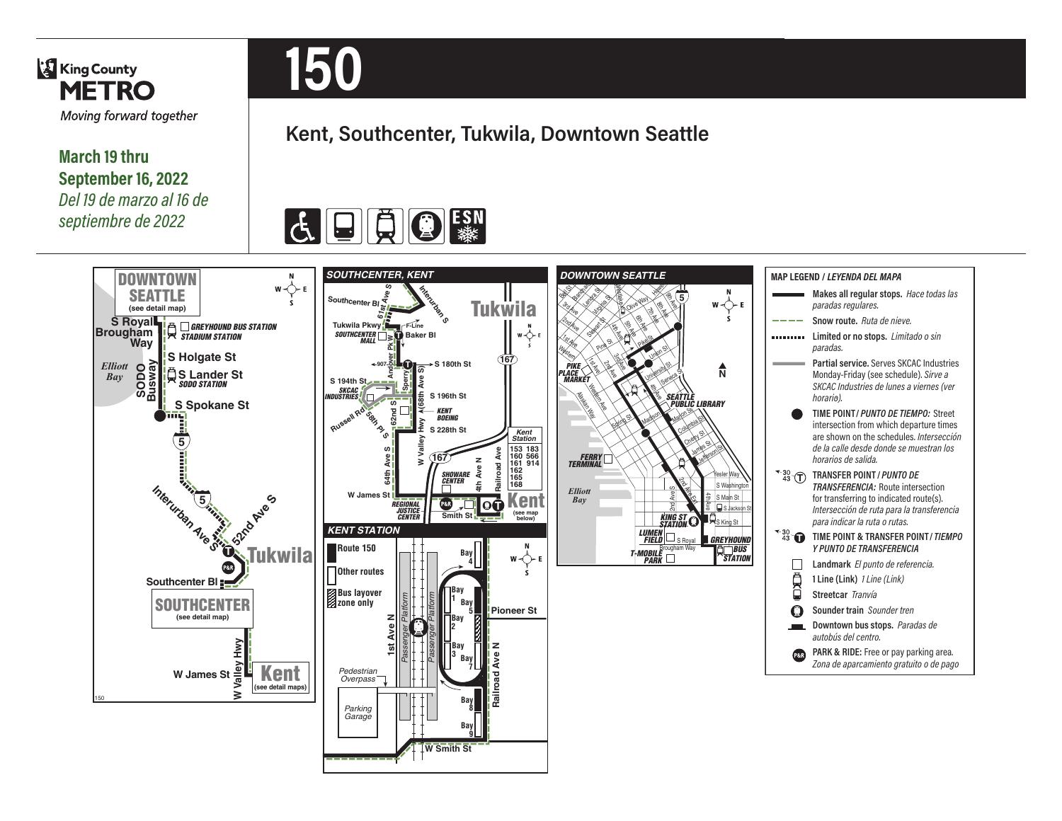King County METRO

*Moving forward together*

**March 19 thru September 16, 2022**

*Del 19 de marzo al 16 de septiembre de 2022*

# 150

## Kent, Southcenter, Tukwila, Downtown Seattle

ESN

DOWNTOWN SEATTLE (see detail map)

S Royal Brougham Way

GREYHOUND BUS STATION

STADIUM STATION

S Holgate St

Elliott Bay

SODO Busway

S Lander St

SODO STATION

S Spokane St

5

Interurban Ave S

52nd Ave S

Tukwila

Southcenter Bl

SOUTHCENTER (see detail map)

W James St

W Valley Hwy

Kent (see detail maps)

150

SOUTHCENTER, KENT

Southcenter Bl

61st Ave S

Interurban S

Tukwila

Tukwila Pkwy

SOUTHCENTER MALL

F-Line

Baker Bl

Andover Pk W

907

S 180th St

167

S 194th St

SKCAC INDUSTRIES

Sperry

(68th Ave S)

S 196th St

Russell Rd

58th Pl S

62nd S

KENT BOEING

S 228th St

W Valley Hwy

Kent Station

153 183
160 566
161 914
162
165
168

167

64th Ave S

SHOWARE CENTER

4th Ave N

Railroad Ave

W James St

REGIONAL JUSTICE CENTER

Smith St

Kent (see map below)

KENT STATION

Route 150

Other routes

Bus layover zone only

Bay 4

Bay 1

Bay 5

Pioneer St

Bay 2

Bay 3

Bay 7

1st Ave N

Passenger Platform

Passenger Platform

Railroad Ave N

Pedestrian Overpass

Parking Garage

Bay 8

Bay 9

W Smith St

DOWNTOWN SEATTLE

PIKE PLACE MARKET

SEATTLE PUBLIC LIBRARY

FERRY TERMINAL

Elliott Bay

KING ST STATION

LUMEN FIELD

S Royal Brougham Way

T-MOBILE PARK

GREYHOUND BUS STATION

Yesler Way

S Washington

S Main St

S Jackson St

S King St

MAP LEGEND / *LEYENDA DEL MAPA*

- **Makes all regular stops.** *Hace todas las paradas regulares.*
- **Snow route.** *Ruta de nieve.*
- **Limited or no stops.** *Limitado o sin paradas.*
- **Partial service.** Serves SKCAC Industries Monday-Friday (see schedule). *Sirve a SKCAC Industries de lunes a viernes (ver horario).*
- **TIME POINT / *PUNTO DE TIEMPO:*** Street intersection from which departure times are shown on the schedules. *Intersección de la calle desde donde se muestran los horarios de salida.*
- **TRANSFER POINT / *PUNTO DE TRANSFERENCIA:*** Route intersection for transferring to indicated route(s). *Intersección de ruta para la transferencia para indicar la ruta o rutas.*
- **TIME POINT & TRANSFER POINT / *TIEMPO Y PUNTO DE TRANSFERENCIA***
- **Landmark** *El punto de referencia.*
- **1 Line (Link)** *1 Line (Link)*
- **Streetcar** *Tranvía*
- **Sounder train** *Sounder tren*
- **Downtown bus stops.** *Paradas de autobús del centro.*
- **PARK & RIDE:** Free or pay parking area. *Zona de aparcamiento gratuito o de pago*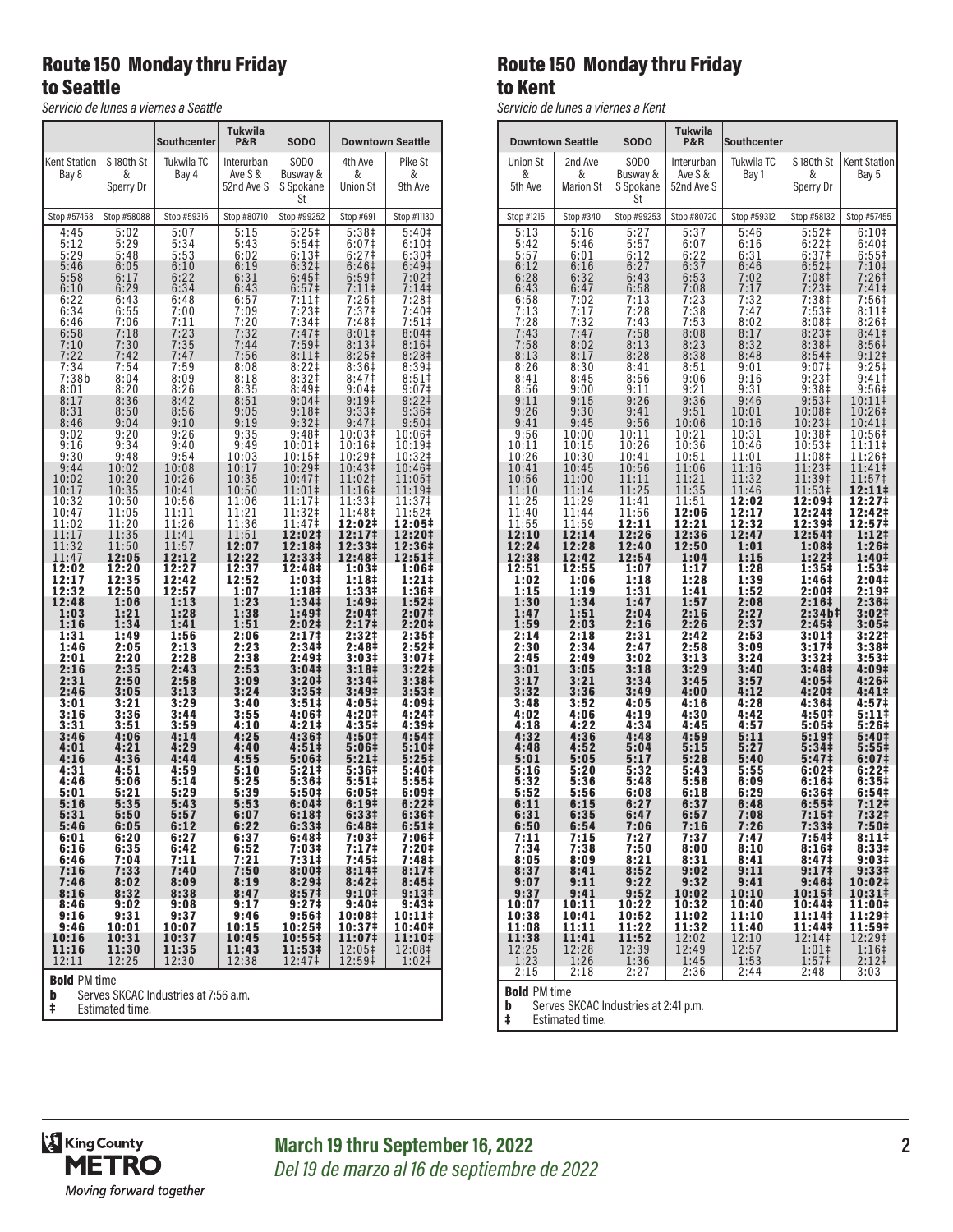## Route 150 Monday thru Friday to Seattle

*Servicio de lunes a viernes a Seattle*

| | | Southcenter | Tukwila P&R | SODO | Downtown Seattle | |
|---|---|---|---|---|---|---|
| Kent Station Bay 8 | S 180th St & Sperry Dr | Tukwila TC Bay 4 | Interurban Ave S & 52nd Ave S | SODO Busway & S Spokane St | 4th Ave & Union St | Pike St & 9th Ave |
| Stop #57458 | Stop #58088 | Stop #59316 | Stop #80710 | Stop #99252 | Stop #691 | Stop #11130 |
| 4:45 | 5:02 | 5:07 | 5:15 | 5:25‡ | 5:38‡ | 5:40‡ |
| 5:12 | 5:29 | 5:34 | 5:43 | 5:54‡ | 6:07‡ | 6:10‡ |
| 5:29 | 5:48 | 5:53 | 6:02 | 6:13‡ | 6:27‡ | 6:30‡ |
| 5:46 | 6:05 | 6:10 | 6:19 | 6:32‡ | 6:46‡ | 6:49‡ |
| 5:58 | 6:17 | 6:22 | 6:31 | 6:45‡ | 6:59‡ | 7:02‡ |
| 6:10 | 6:29 | 6:34 | 6:43 | 6:57‡ | 7:11‡ | 7:14‡ |
| 6:22 | 6:43 | 6:48 | 6:57 | 7:11‡ | 7:25‡ | 7:28‡ |
| 6:34 | 6:55 | 7:00 | 7:09 | 7:23‡ | 7:37‡ | 7:40‡ |
| 6:46 | 7:06 | 7:11 | 7:20 | 7:34‡ | 7:48‡ | 7:51‡ |
| 6:58 | 7:18 | 7:23 | 7:32 | 7:47‡ | 8:01‡ | 8:04‡ |
| 7:10 | 7:30 | 7:35 | 7:44 | 7:59‡ | 8:13‡ | 8:16‡ |
| 7:22 | 7:42 | 7:47 | 7:56 | 8:11‡ | 8:25‡ | 8:28‡ |
| 7:34 | 7:54 | 7:59 | 8:08 | 8:22‡ | 8:36‡ | 8:39‡ |
| 7:38b | 8:04 | 8:09 | 8:18 | 8:32‡ | 8:47‡ | 8:51‡ |
| 8:01 | 8:20 | 8:26 | 8:35 | 8:49‡ | 9:04‡ | 9:07‡ |
| 8:17 | 8:36 | 8:42 | 8:51 | 9:04‡ | 9:19‡ | 9:22‡ |
| 8:31 | 8:50 | 8:56 | 9:05 | 9:18‡ | 9:33‡ | 9:36‡ |
| 8:46 | 9:04 | 9:10 | 9:19 | 9:32‡ | 9:47‡ | 9:50‡ |
| 9:02 | 9:20 | 9:26 | 9:35 | 9:48‡ | 10:03‡ | 10:06‡ |
| 9:16 | 9:34 | 9:40 | 9:49 | 10:01‡ | 10:16‡ | 10:19‡ |
| 9:30 | 9:48 | 9:54 | 10:03 | 10:15‡ | 10:29‡ | 10:32‡ |
| 9:44 | 10:02 | 10:08 | 10:17 | 10:29‡ | 10:43‡ | 10:46‡ |
| 10:02 | 10:20 | 10:26 | 10:35 | 10:47‡ | 11:02‡ | 11:05‡ |
| 10:17 | 10:35 | 10:41 | 10:50 | 11:01‡ | 11:16‡ | 11:19‡ |
| 10:32 | 10:50 | 10:56 | 11:06 | 11:17‡ | 11:33‡ | 11:37‡ |
| 10:47 | 11:05 | 11:11 | 11:21 | 11:32‡ | 11:48‡ | 11:52‡ |
| 11:02 | 11:20 | 11:26 | 11:36 | 11:47‡ | **12:02‡** | **12:05‡** |
| 11:17 | 11:35 | 11:41 | 11:51 | **12:02‡** | **12:17‡** | **12:20‡** |
| 11:32 | 11:50 | 11:57 | **12:07** | **12:18‡** | **12:33‡** | **12:36‡** |
| 11:47 | **12:05** | **12:12** | **12:22** | **12:33‡** | **12:48‡** | **12:51‡** |
| **12:02** | **12:20** | **12:27** | **12:37** | **12:48‡** | **1:03‡** | **1:06‡** |
| **12:17** | **12:35** | **12:42** | **12:52** | **1:03‡** | **1:18‡** | **1:21‡** |
| **12:32** | **12:50** | **12:57** | **1:07** | **1:18‡** | **1:33‡** | **1:36‡** |
| **12:48** | **1:06** | **1:13** | **1:23** | **1:34‡** | **1:49‡** | **1:52‡** |
| **1:03** | **1:21** | **1:28** | **1:38** | **1:49‡** | **2:04‡** | **2:07‡** |
| **1:16** | **1:34** | **1:41** | **1:51** | **2:02‡** | **2:17‡** | **2:20‡** |
| **1:31** | **1:49** | **1:56** | **2:06** | **2:17‡** | **2:32‡** | **2:35‡** |
| **1:46** | **2:05** | **2:13** | **2:23** | **2:34‡** | **2:48‡** | **2:52‡** |
| **2:01** | **2:20** | **2:28** | **2:38** | **2:49‡** | **3:03‡** | **3:07‡** |
| **2:16** | **2:35** | **2:43** | **2:53** | **3:04‡** | **3:18‡** | **3:22‡** |
| **2:31** | **2:50** | **2:58** | **3:09** | **3:20‡** | **3:34‡** | **3:38‡** |
| **2:46** | **3:05** | **3:13** | **3:24** | **3:35‡** | **3:49‡** | **3:53‡** |
| **3:01** | **3:21** | **3:29** | **3:40** | **3:51‡** | **4:05‡** | **4:09‡** |
| **3:16** | **3:36** | **3:44** | **3:55** | **4:06‡** | **4:20‡** | **4:24‡** |
| **3:31** | **3:51** | **3:59** | **4:10** | **4:21‡** | **4:35‡** | **4:39‡** |
| **3:46** | **4:06** | **4:14** | **4:25** | **4:36‡** | **4:50‡** | **4:54‡** |
| **4:01** | **4:21** | **4:29** | **4:40** | **4:51‡** | **5:06‡** | **5:10‡** |
| **4:16** | **4:36** | **4:44** | **4:55** | **5:06‡** | **5:21‡** | **5:25‡** |
| **4:31** | **4:51** | **4:59** | **5:10** | **5:21‡** | **5:36‡** | **5:40‡** |
| **4:46** | **5:06** | **5:14** | **5:25** | **5:36‡** | **5:51‡** | **5:55‡** |
| **5:01** | **5:21** | **5:29** | **5:39** | **5:50‡** | **6:05‡** | **6:09‡** |
| **5:16** | **5:35** | **5:43** | **5:53** | **6:04‡** | **6:19‡** | **6:22‡** |
| **5:31** | **5:50** | **5:57** | **6:07** | **6:18‡** | **6:33‡** | **6:36‡** |
| **5:46** | **6:05** | **6:12** | **6:22** | **6:33‡** | **6:48‡** | **6:51‡** |
| **6:01** | **6:20** | **6:27** | **6:37** | **6:48‡** | **7:03‡** | **7:06‡** |
| **6:16** | **6:35** | **6:42** | **6:52** | **7:03‡** | **7:17‡** | **7:20‡** |
| **6:46** | **7:04** | **7:11** | **7:21** | **7:31‡** | **7:45‡** | **7:48‡** |
| **7:16** | **7:33** | **7:40** | **7:50** | **8:00‡** | **8:14‡** | **8:17‡** |
| **7:46** | **8:02** | **8:09** | **8:19** | **8:29‡** | **8:42‡** | **8:45‡** |
| **8:16** | **8:32** | **8:38** | **8:47** | **8:57‡** | **9:10‡** | **9:13‡** |
| **8:46** | **9:02** | **9:08** | **9:17** | **9:27‡** | **9:40‡** | **9:43‡** |
| **9:16** | **9:31** | **9:37** | **9:46** | **9:56‡** | **10:08‡** | **10:11‡** |
| **9:46** | **10:01** | **10:07** | **10:15** | **10:25‡** | **10:37‡** | **10:40‡** |
| **10:16** | **10:31** | **10:37** | **10:45** | **10:55‡** | **11:07‡** | **11:10‡** |
| **11:16** | **11:30** | **11:35** | **11:43** | **11:53‡** | 12:05‡ | 12:08‡ |
| 12:11 | 12:25 | 12:30 | 12:38 | 12:47‡ | 12:59‡ | 1:02‡ |

**Bold** PM time
**b** Serves SKCAC Industries at 7:56 a.m.
**‡** Estimated time.

## Route 150 Monday thru Friday to Kent

*Servicio de lunes a viernes a Kent*

| Downtown Seattle | | SODO | Tukwila P&R | Southcenter | | |
|---|---|---|---|---|---|---|
| Union St & 5th Ave | 2nd Ave & Marion St | SODO Busway & S Spokane St | Interurban Ave S & 52nd Ave S | Tukwila TC Bay 1 | S 180th St & Sperry Dr | Kent Station Bay 5 |
| Stop #1215 | Stop #340 | Stop #99253 | Stop #80720 | Stop #59312 | Stop #58132 | Stop #57455 |
| 5:13 | 5:16 | 5:27 | 5:37 | 5:46 | 5:52‡ | 6:10‡ |
| 5:42 | 5:46 | 5:57 | 6:07 | 6:16 | 6:22‡ | 6:40‡ |
| 5:57 | 6:01 | 6:12 | 6:22 | 6:31 | 6:37‡ | 6:55‡ |
| 6:12 | 6:16 | 6:27 | 6:37 | 6:46 | 6:52‡ | 7:10‡ |
| 6:28 | 6:32 | 6:43 | 6:53 | 7:02 | 7:08‡ | 7:26‡ |
| 6:43 | 6:47 | 6:58 | 7:08 | 7:17 | 7:23‡ | 7:41‡ |
| 6:58 | 7:02 | 7:13 | 7:23 | 7:32 | 7:38‡ | 7:56‡ |
| 7:13 | 7:17 | 7:28 | 7:38 | 7:47 | 7:53‡ | 8:11‡ |
| 7:28 | 7:32 | 7:43 | 7:53 | 8:02 | 8:08‡ | 8:26‡ |
| 7:43 | 7:47 | 7:58 | 8:08 | 8:17 | 8:23‡ | 8:41‡ |
| 7:58 | 8:02 | 8:13 | 8:23 | 8:32 | 8:38‡ | 8:56‡ |
| 8:13 | 8:17 | 8:28 | 8:38 | 8:48 | 8:54‡ | 9:12‡ |
| 8:26 | 8:30 | 8:41 | 8:51 | 9:01 | 9:07‡ | 9:25‡ |
| 8:41 | 8:45 | 8:56 | 9:06 | 9:16 | 9:23‡ | 9:41‡ |
| 8:56 | 9:00 | 9:11 | 9:21 | 9:31 | 9:38‡ | 9:56‡ |
| 9:11 | 9:15 | 9:26 | 9:36 | 9:46 | 9:53‡ | 10:11‡ |
| 9:26 | 9:30 | 9:41 | 9:51 | 10:01 | 10:08‡ | 10:26‡ |
| 9:41 | 9:45 | 9:56 | 10:06 | 10:16 | 10:23‡ | 10:41‡ |
| 9:56 | 10:00 | 10:11 | 10:21 | 10:31 | 10:38‡ | 10:56‡ |
| 10:11 | 10:15 | 10:26 | 10:36 | 10:46 | 10:53‡ | 11:11‡ |
| 10:26 | 10:30 | 10:41 | 10:51 | 11:01 | 11:08‡ | 11:26‡ |
| 10:41 | 10:45 | 10:56 | 11:06 | 11:16 | 11:23‡ | 11:41‡ |
| 10:56 | 11:00 | 11:11 | 11:21 | 11:32 | 11:39‡ | 11:57‡ |
| 11:10 | 11:14 | 11:25 | 11:35 | 11:46 | 11:53‡ | **12:11‡** |
| 11:25 | 11:29 | 11:41 | 11:51 | **12:02** | **12:09‡** | **12:27‡** |
| 11:40 | 11:44 | 11:56 | **12:06** | **12:17** | **12:24‡** | **12:42‡** |
| 11:55 | 11:59 | **12:11** | **12:21** | **12:32** | **12:39‡** | **12:57‡** |
| **12:10** | **12:14** | **12:26** | **12:36** | **12:47** | **12:54‡** | **1:12‡** |
| **12:24** | **12:28** | **12:40** | **12:50** | **1:01** | **1:08‡** | **1:26‡** |
| **12:38** | **12:42** | **12:54** | **1:04** | **1:15** | **1:22‡** | **1:40‡** |
| **12:51** | **12:55** | **1:07** | **1:17** | **1:28** | **1:35‡** | **1:53‡** |
| **1:02** | **1:06** | **1:18** | **1:28** | **1:39** | **1:46‡** | **2:04‡** |
| **1:15** | **1:19** | **1:31** | **1:41** | **1:52** | **2:00‡** | **2:19‡** |
| **1:30** | **1:34** | **1:47** | **1:57** | **2:08** | **2:16‡** | **2:36‡** |
| **1:47** | **1:51** | **2:04** | **2:16** | **2:27** | **2:34b‡** | **3:02‡** |
| **1:59** | **2:03** | **2:16** | **2:26** | **2:37** | **2:45‡** | **3:05‡** |
| **2:14** | **2:18** | **2:31** | **2:42** | **2:53** | **3:01‡** | **3:22‡** |
| **2:30** | **2:34** | **2:47** | **2:58** | **3:09** | **3:17‡** | **3:38‡** |
| **2:45** | **2:49** | **3:02** | **3:13** | **3:24** | **3:32‡** | **3:53‡** |
| **3:01** | **3:05** | **3:18** | **3:29** | **3:40** | **3:48‡** | **4:09‡** |
| **3:17** | **3:21** | **3:34** | **3:45** | **3:57** | **4:05‡** | **4:26‡** |
| **3:32** | **3:36** | **3:49** | **4:00** | **4:12** | **4:20‡** | **4:41‡** |
| **3:48** | **3:52** | **4:05** | **4:16** | **4:28** | **4:36‡** | **4:57‡** |
| **4:02** | **4:06** | **4:19** | **4:30** | **4:42** | **4:50‡** | **5:11‡** |
| **4:18** | **4:22** | **4:34** | **4:45** | **4:57** | **5:05‡** | **5:26‡** |
| **4:32** | **4:36** | **4:48** | **4:59** | **5:11** | **5:19‡** | **5:40‡** |
| **4:48** | **4:52** | **5:04** | **5:15** | **5:27** | **5:34‡** | **5:55‡** |
| **5:01** | **5:05** | **5:17** | **5:28** | **5:40** | **5:47‡** | **6:07‡** |
| **5:16** | **5:20** | **5:32** | **5:43** | **5:55** | **6:02‡** | **6:22‡** |
| **5:32** | **5:36** | **5:48** | **5:58** | **6:09** | **6:16‡** | **6:35‡** |
| **5:52** | **5:56** | **6:08** | **6:18** | **6:29** | **6:36‡** | **6:54‡** |
| **6:11** | **6:15** | **6:27** | **6:37** | **6:48** | **6:55‡** | **7:12‡** |
| **6:31** | **6:35** | **6:47** | **6:57** | **7:08** | **7:15‡** | **7:32‡** |
| **6:50** | **6:54** | **7:06** | **7:16** | **7:26** | **7:33‡** | **7:50‡** |
| **7:11** | **7:15** | **7:27** | **7:37** | **7:47** | **7:54‡** | **8:11‡** |
| **7:34** | **7:38** | **7:50** | **8:00** | **8:10** | **8:16‡** | **8:33‡** |
| **8:05** | **8:09** | **8:21** | **8:31** | **8:41** | **8:47‡** | **9:03‡** |
| **8:37** | **8:41** | **8:52** | **9:02** | **9:11** | **9:17‡** | **9:33‡** |
| **9:07** | **9:11** | **9:22** | **9:32** | **9:41** | **9:46‡** | **10:02‡** |
| **9:37** | **9:41** | **9:52** | **10:02** | **10:10** | **10:15‡** | **10:31‡** |
| **10:07** | **10:11** | **10:22** | **10:32** | **10:40** | **10:44‡** | **11:00‡** |
| **10:38** | **10:41** | **10:52** | **11:02** | **11:10** | **11:14‡** | **11:29‡** |
| **11:08** | **11:11** | **11:22** | **11:32** | **11:40** | **11:44‡** | **11:59‡** |
| **11:38** | **11:41** | **11:52** | 12:02 | 12:10 | 12:14‡ | 12:29‡ |
| 12:25 | 12:28 | 12:39 | 12:49 | 12:57 | 1:01‡ | 1:16‡ |
| 1:23 | 1:26 | 1:36 | 1:45 | 1:53 | 1:57‡ | 2:12‡ |
| 2:15 | 2:18 | 2:27 | 2:36 | 2:44 | 2:48 | 3:03 |

**Bold** PM time
**b** Serves SKCAC Industries at 2:41 p.m.
**‡** Estimated time.

**March 19 thru September 16, 2022**
*Del 19 de marzo al 16 de septiembre de 2022*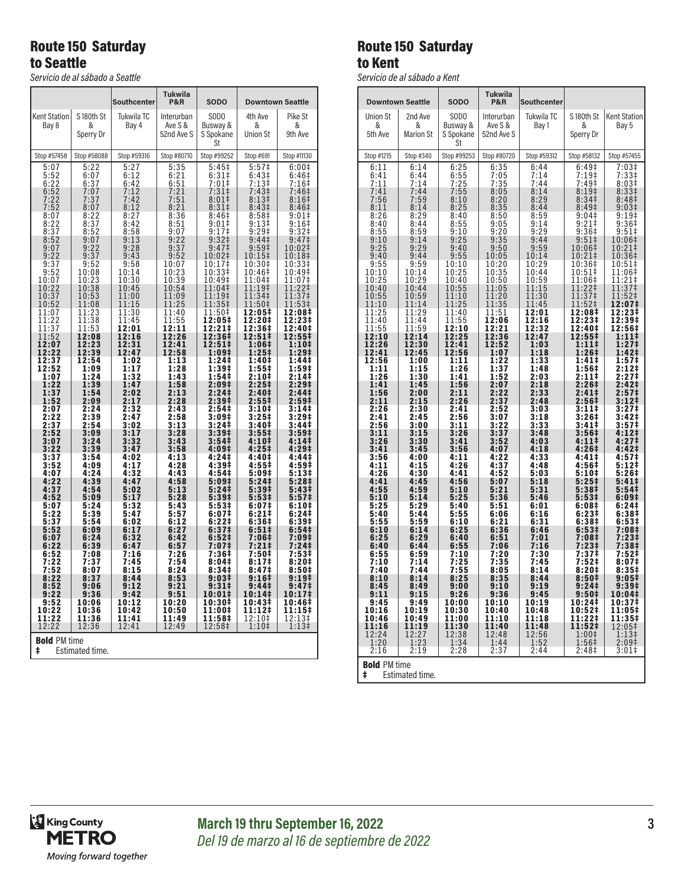## Route 150 Saturday to Seattle

*Servicio de al sábado a Seattle*

| | | Southcenter | Tukwila P&R | SODO | Downtown Seattle | |
|---|---|---|---|---|---|---|
| Kent Station Bay 8 | S 180th St & Sperry Dr | Tukwila TC Bay 4 | Interurban Ave S & 52nd Ave S | SODO Busway & S Spokane St | 4th Ave & Union St | Pike St & 9th Ave |
| Stop #57458 | Stop #58088 | Stop #59316 | Stop #80710 | Stop #99252 | Stop #691 | Stop #11130 |
| 5:07 | 5:22 | 5:27 | 5:35 | 5:45‡ | 5:57‡ | 6:00‡ |
| 5:52 | 6:07 | 6:12 | 6:21 | 6:31‡ | 6:43‡ | 6:46‡ |
| 6:22 | 6:37 | 6:42 | 6:51 | 7:01‡ | 7:13‡ | 7:16‡ |
| 6:52 | 7:07 | 7:12 | 7:21 | 7:31‡ | 7:43‡ | 7:46‡ |
| 7:22 | 7:37 | 7:42 | 7:51 | 8:01‡ | 8:13‡ | 8:16‡ |
| 7:52 | 8:07 | 8:12 | 8:21 | 8:31‡ | 8:43‡ | 8:46‡ |
| 8:07 | 8:22 | 8:27 | 8:36 | 8:46‡ | 8:58‡ | 9:01‡ |
| 8:22 | 8:37 | 8:42 | 8:51 | 9:01‡ | 9:13‡ | 9:16‡ |
| 8:37 | 8:52 | 8:58 | 9:07 | 9:17‡ | 9:29‡ | 9:32‡ |
| 8:52 | 9:07 | 9:13 | 9:22 | 9:32‡ | 9:44‡ | 9:47‡ |
| 9:07 | 9:22 | 9:28 | 9:37 | 9:47‡ | 9:59‡ | 10:02‡ |
| 9:22 | 9:37 | 9:43 | 9:52 | 10:02‡ | 10:15‡ | 10:18‡ |
| 9:37 | 9:52 | 9:58 | 10:07 | 10:17‡ | 10:30‡ | 10:33‡ |
| 9:52 | 10:08 | 10:14 | 10:23 | 10:33‡ | 10:46‡ | 10:49‡ |
| 10:07 | 10:23 | 10:30 | 10:39 | 10:49‡ | 11:04‡ | 11:07‡ |
| 10:22 | 10:38 | 10:45 | 10:54 | 11:04‡ | 11:19‡ | 11:22‡ |
| 10:37 | 10:53 | 11:00 | 11:09 | 11:19‡ | 11:34‡ | 11:37‡ |
| 10:52 | 11:08 | 11:15 | 11:25 | 11:35‡ | 11:50‡ | 11:53‡ |
| 11:07 | 11:23 | 11:30 | 11:40 | 11:50‡ | **12:05‡** | **12:08‡** |
| 11:22 | 11:38 | 11:45 | 11:55 | **12:05‡** | **12:20‡** | **12:23‡** |
| 11:37 | 11:53 | **12:01** | **12:11** | **12:21‡** | **12:36‡** | **12:40‡** |
| 11:52 | **12:08** | **12:16** | **12:26** | **12:36‡** | **12:51‡** | **12:55‡** |
| **12:07** | **12:23** | **12:31** | **12:41** | **12:51‡** | **1:06‡** | **1:10‡** |
| **12:22** | **12:39** | **12:47** | **12:58** | **1:09‡** | **1:25‡** | **1:29‡** |
| **12:37** | **12:54** | **1:02** | **1:13** | **1:24‡** | **1:40‡** | **1:44‡** |
| **12:52** | **1:09** | **1:17** | **1:28** | **1:39‡** | **1:55‡** | **1:59‡** |
| **1:07** | **1:24** | **1:32** | **1:43** | **1:54‡** | **2:10‡** | **2:14‡** |
| **1:22** | **1:39** | **1:47** | **1:58** | **2:09‡** | **2:25‡** | **2:29‡** |
| **1:37** | **1:54** | **2:02** | **2:13** | **2:24‡** | **2:40‡** | **2:44‡** |
| **1:52** | **2:09** | **2:17** | **2:28** | **2:39‡** | **2:55‡** | **2:59‡** |
| **2:07** | **2:24** | **2:32** | **2:43** | **2:54‡** | **3:10‡** | **3:14‡** |
| **2:22** | **2:39** | **2:47** | **2:58** | **3:09‡** | **3:25‡** | **3:29‡** |
| **2:37** | **2:54** | **3:02** | **3:13** | **3:24‡** | **3:40‡** | **3:44‡** |
| **2:52** | **3:09** | **3:17** | **3:28** | **3:39‡** | **3:55‡** | **3:59‡** |
| **3:07** | **3:24** | **3:32** | **3:43** | **3:54‡** | **4:10‡** | **4:14‡** |
| **3:22** | **3:39** | **3:47** | **3:58** | **4:09‡** | **4:25‡** | **4:29‡** |
| **3:37** | **3:54** | **4:02** | **4:13** | **4:24‡** | **4:40‡** | **4:44‡** |
| **3:52** | **4:09** | **4:17** | **4:28** | **4:39‡** | **4:55‡** | **4:59‡** |
| **4:07** | **4:24** | **4:32** | **4:43** | **4:54‡** | **5:09‡** | **5:13‡** |
| **4:22** | **4:39** | **4:47** | **4:58** | **5:09‡** | **5:24‡** | **5:28‡** |
| **4:37** | **4:54** | **5:02** | **5:13** | **5:24‡** | **5:39‡** | **5:43‡** |
| **4:52** | **5:09** | **5:17** | **5:28** | **5:39‡** | **5:53‡** | **5:57‡** |
| **5:07** | **5:24** | **5:32** | **5:43** | **5:53‡** | **6:07‡** | **6:10‡** |
| **5:22** | **5:39** | **5:47** | **5:57** | **6:07‡** | **6:21‡** | **6:24‡** |
| **5:37** | **5:54** | **6:02** | **6:12** | **6:22‡** | **6:36‡** | **6:39‡** |
| **5:52** | **6:09** | **6:17** | **6:27** | **6:37‡** | **6:51‡** | **6:54‡** |
| **6:07** | **6:24** | **6:32** | **6:42** | **6:52‡** | **7:06‡** | **7:09‡** |
| **6:22** | **6:39** | **6:47** | **6:57** | **7:07‡** | **7:21‡** | **7:24‡** |
| **6:52** | **7:08** | **7:16** | **7:26** | **7:36‡** | **7:50‡** | **7:53‡** |
| **7:22** | **7:37** | **7:45** | **7:54** | **8:04‡** | **8:17‡** | **8:20‡** |
| **7:52** | **8:07** | **8:15** | **8:24** | **8:34‡** | **8:47‡** | **8:50‡** |
| **8:22** | **8:37** | **8:44** | **8:53** | **9:03‡** | **9:16‡** | **9:19‡** |
| **8:52** | **9:06** | **9:12** | **9:21** | **9:31‡** | **9:44‡** | **9:47‡** |
| **9:22** | **9:36** | **9:42** | **9:51** | **10:01‡** | **10:14‡** | **10:17‡** |
| **9:52** | **10:06** | **10:12** | **10:20** | **10:30‡** | **10:43‡** | **10:46‡** |
| **10:22** | **10:36** | **10:42** | **10:50** | **11:00‡** | **11:12‡** | **11:15‡** |
| **11:22** | **11:36** | **11:41** | **11:49** | **11:58‡** | 12:10‡ | 12:13‡ |
| 12:22 | 12:36 | 12:41 | 12:49 | 12:58‡ | 1:10‡ | 1:13‡ |

**Bold** PM time
‡ Estimated time.

## Route 150 Saturday to Kent

*Servicio de al sábado a Kent*

| Downtown Seattle | | SODO | Tukwila P&R | Southcenter | | |
|---|---|---|---|---|---|---|
| Union St & 5th Ave | 2nd Ave & Marion St | SODO Busway & S Spokane St | Interurban Ave S & 52nd Ave S | Tukwila TC Bay 1 | S 180th St & Sperry Dr | Kent Station Bay 5 |
| Stop #1215 | Stop #340 | Stop #99253 | Stop #80720 | Stop #59312 | Stop #58132 | Stop #57455 |
| 6:11 | 6:14 | 6:25 | 6:35 | 6:44 | 6:49‡ | 7:03‡ |
| 6:41 | 6:44 | 6:55 | 7:05 | 7:14 | 7:19‡ | 7:33‡ |
| 7:11 | 7:14 | 7:25 | 7:35 | 7:44 | 7:49‡ | 8:03‡ |
| 7:41 | 7:44 | 7:55 | 8:05 | 8:14 | 8:19‡ | 8:33‡ |
| 7:56 | 7:59 | 8:10 | 8:20 | 8:29 | 8:34‡ | 8:48‡ |
| 8:11 | 8:14 | 8:25 | 8:35 | 8:44 | 8:49‡ | 9:03‡ |
| 8:26 | 8:29 | 8:40 | 8:50 | 8:59 | 9:04‡ | 9:19‡ |
| 8:40 | 8:44 | 8:55 | 9:05 | 9:14 | 9:21‡ | 9:36‡ |
| 8:55 | 8:59 | 9:10 | 9:20 | 9:29 | 9:36‡ | 9:51‡ |
| 9:10 | 9:14 | 9:25 | 9:35 | 9:44 | 9:51‡ | 10:06‡ |
| 9:25 | 9:29 | 9:40 | 9:50 | 9:59 | 10:06‡ | 10:21‡ |
| 9:40 | 9:44 | 9:55 | 10:05 | 10:14 | 10:21‡ | 10:36‡ |
| 9:55 | 9:59 | 10:10 | 10:20 | 10:29 | 10:36‡ | 10:51‡ |
| 10:10 | 10:14 | 10:25 | 10:35 | 10:44 | 10:51‡ | 11:06‡ |
| 10:25 | 10:29 | 10:40 | 10:50 | 10:59 | 11:06‡ | 11:21‡ |
| 10:40 | 10:44 | 10:55 | 11:05 | 11:15 | 11:22‡ | 11:37‡ |
| 10:55 | 10:59 | 11:10 | 11:20 | 11:30 | 11:37‡ | 11:52‡ |
| 11:10 | 11:14 | 11:25 | 11:35 | 11:45 | 11:52‡ | **12:07‡** |
| 11:25 | 11:29 | 11:40 | 11:51 | **12:01** | **12:08‡** | **12:23‡** |
| 11:40 | 11:44 | 11:55 | **12:06** | **12:16** | **12:23‡** | **12:39‡** |
| 11:55 | 11:59 | **12:10** | **12:21** | **12:32** | **12:40‡** | **12:56‡** |
| **12:10** | **12:14** | **12:25** | **12:36** | **12:47** | **12:55‡** | **1:11‡** |
| **12:26** | **12:30** | **12:41** | **12:52** | **1:03** | **1:11‡** | **1:27‡** |
| **12:41** | **12:45** | **12:56** | **1:07** | **1:18** | **1:26‡** | **1:42‡** |
| **12:56** | **1:00** | **1:11** | **1:22** | **1:33** | **1:41‡** | **1:57‡** |
| **1:11** | **1:15** | **1:26** | **1:37** | **1:48** | **1:56‡** | **2:12‡** |
| **1:26** | **1:30** | **1:41** | **1:52** | **2:03** | **2:11‡** | **2:27‡** |
| **1:41** | **1:45** | **1:56** | **2:07** | **2:18** | **2:26‡** | **2:42‡** |
| **1:56** | **2:00** | **2:11** | **2:22** | **2:33** | **2:41‡** | **2:57‡** |
| **2:11** | **2:15** | **2:26** | **2:37** | **2:48** | **2:56‡** | **3:12‡** |
| **2:26** | **2:30** | **2:41** | **2:52** | **3:03** | **3:11‡** | **3:27‡** |
| **2:41** | **2:45** | **2:56** | **3:07** | **3:18** | **3:26‡** | **3:42‡** |
| **2:56** | **3:00** | **3:11** | **3:22** | **3:33** | **3:41‡** | **3:57‡** |
| **3:11** | **3:15** | **3:26** | **3:37** | **3:48** | **3:56‡** | **4:12‡** |
| **3:26** | **3:30** | **3:41** | **3:52** | **4:03** | **4:11‡** | **4:27‡** |
| **3:41** | **3:45** | **3:56** | **4:07** | **4:18** | **4:26‡** | **4:42‡** |
| **3:56** | **4:00** | **4:11** | **4:22** | **4:33** | **4:41‡** | **4:57‡** |
| **4:11** | **4:15** | **4:26** | **4:37** | **4:48** | **4:56‡** | **5:12‡** |
| **4:26** | **4:30** | **4:41** | **4:52** | **5:03** | **5:10‡** | **5:26‡** |
| **4:41** | **4:45** | **4:56** | **5:07** | **5:18** | **5:25‡** | **5:41‡** |
| **4:55** | **4:59** | **5:10** | **5:21** | **5:31** | **5:38‡** | **5:54‡** |
| **5:10** | **5:14** | **5:25** | **5:36** | **5:46** | **5:53‡** | **6:09‡** |
| **5:25** | **5:29** | **5:40** | **5:51** | **6:01** | **6:08‡** | **6:24‡** |
| **5:40** | **5:44** | **5:55** | **6:06** | **6:16** | **6:23‡** | **6:38‡** |
| **5:55** | **5:59** | **6:10** | **6:21** | **6:31** | **6:38‡** | **6:53‡** |
| **6:10** | **6:14** | **6:25** | **6:36** | **6:46** | **6:53‡** | **7:08‡** |
| **6:25** | **6:29** | **6:40** | **6:51** | **7:01** | **7:08‡** | **7:23‡** |
| **6:40** | **6:44** | **6:55** | **7:06** | **7:16** | **7:23‡** | **7:38‡** |
| **6:55** | **6:59** | **7:10** | **7:20** | **7:30** | **7:37‡** | **7:52‡** |
| **7:10** | **7:14** | **7:25** | **7:35** | **7:45** | **7:52‡** | **8:07‡** |
| **7:40** | **7:44** | **7:55** | **8:05** | **8:14** | **8:20‡** | **8:35‡** |
| **8:10** | **8:14** | **8:25** | **8:35** | **8:44** | **8:50‡** | **9:05‡** |
| **8:45** | **8:49** | **9:00** | **9:10** | **9:19** | **9:24‡** | **9:39‡** |
| **9:11** | **9:15** | **9:26** | **9:36** | **9:45** | **9:50‡** | **10:04‡** |
| **9:45** | **9:49** | **10:00** | **10:10** | **10:19** | **10:24‡** | **10:37‡** |
| **10:16** | **10:19** | **10:30** | **10:40** | **10:48** | **10:52‡** | **11:05‡** |
| **10:46** | **10:49** | **11:00** | **11:10** | **11:18** | **11:22‡** | **11:35‡** |
| **11:16** | **11:19** | **11:30** | **11:40** | **11:48** | **11:52‡** | 12:05‡ |
| 12:24 | 12:27 | 12:38 | 12:48 | 12:56 | 1:00‡ | 1:13‡ |
| 1:20 | 1:23 | 1:34 | 1:44 | 1:52 | 1:56‡ | 2:09‡ |
| 2:16 | 2:19 | 2:28 | 2:37 | 2:44 | 2:48‡ | 3:01‡ |

**Bold** PM time
‡ Estimated time.

King County METRO
*Moving forward together*

**March 19 thru September 16, 2022**
*Del 19 de marzo al 16 de septiembre de 2022*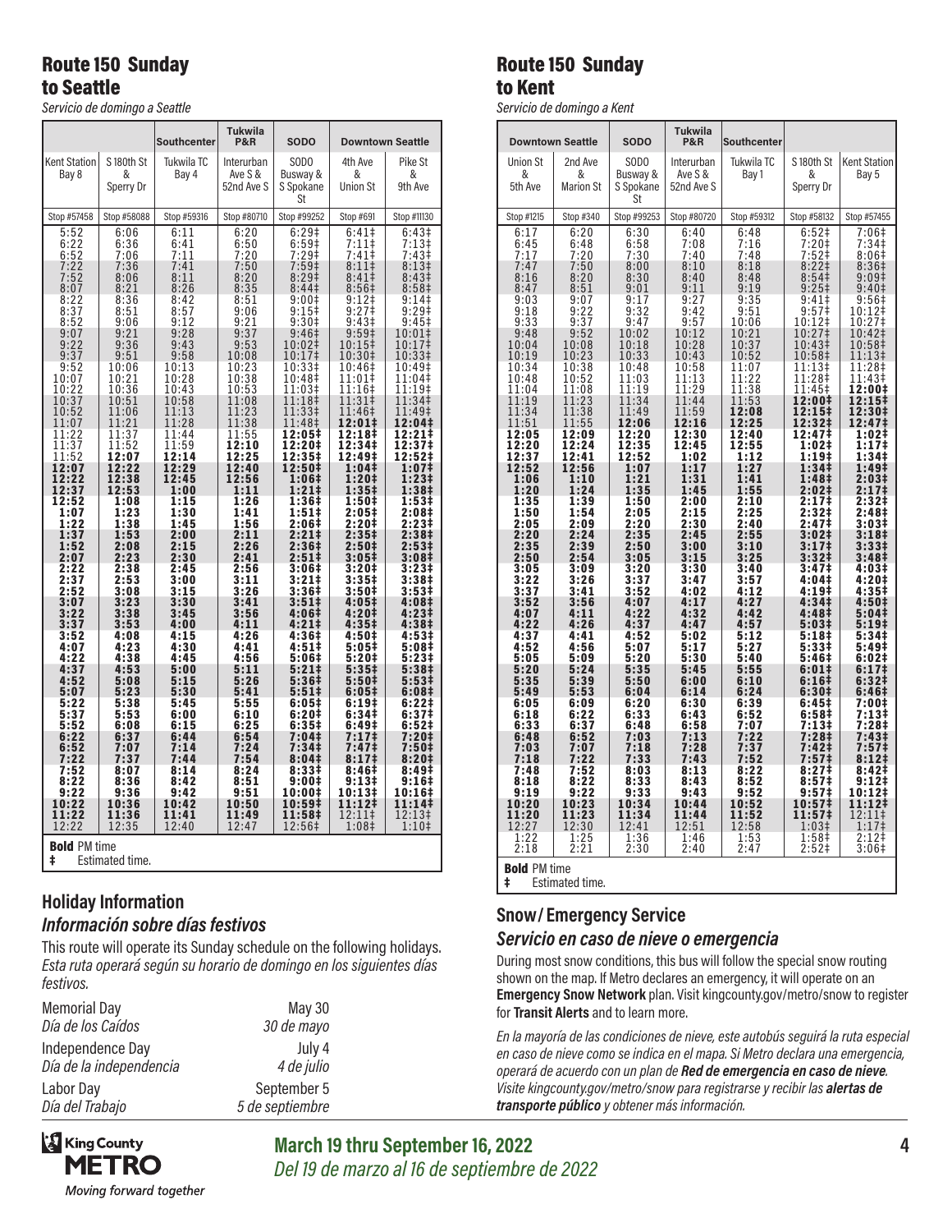## Route 150 Sunday to Seattle

*Servicio de domingo a Seattle*

| | | Southcenter | Tukwila P&R | SODO | Downtown Seattle | |
|---|---|---|---|---|---|---|
| Kent Station Bay 8 | S 180th St & Sperry Dr | Tukwila TC Bay 4 | Interurban Ave S & 52nd Ave S | SODO Busway & S Spokane St | 4th Ave & Union St | Pike St & 9th Ave |
| Stop #57458 | Stop #58088 | Stop #59316 | Stop #80710 | Stop #99252 | Stop #691 | Stop #11130 |
| 5:52 | 6:06 | 6:11 | 6:20 | 6:29‡ | 6:41‡ | 6:43‡ |
| 6:22 | 6:36 | 6:41 | 6:50 | 6:59‡ | 7:11‡ | 7:13‡ |
| 6:52 | 7:06 | 7:11 | 7:20 | 7:29‡ | 7:41‡ | 7:43‡ |
| 7:22 | 7:36 | 7:41 | 7:50 | 7:59‡ | 8:11‡ | 8:13‡ |
| 7:52 | 8:06 | 8:11 | 8:20 | 8:29‡ | 8:41‡ | 8:43‡ |
| 8:07 | 8:21 | 8:26 | 8:35 | 8:44‡ | 8:56‡ | 8:58‡ |
| 8:22 | 8:36 | 8:42 | 8:51 | 9:00‡ | 9:12‡ | 9:14‡ |
| 8:37 | 8:51 | 8:57 | 9:06 | 9:15‡ | 9:27‡ | 9:29‡ |
| 8:52 | 9:06 | 9:12 | 9:21 | 9:30‡ | 9:43‡ | 9:45‡ |
| 9:07 | 9:21 | 9:28 | 9:37 | 9:46‡ | 9:59‡ | 10:01‡ |
| 9:22 | 9:36 | 9:43 | 9:53 | 10:02‡ | 10:15‡ | 10:17‡ |
| 9:37 | 9:51 | 9:58 | 10:08 | 10:17‡ | 10:30‡ | 10:33‡ |
| 9:52 | 10:06 | 10:13 | 10:23 | 10:33‡ | 10:46‡ | 10:49‡ |
| 10:07 | 10:21 | 10:28 | 10:38 | 10:48‡ | 11:01‡ | 11:04‡ |
| 10:22 | 10:36 | 10:43 | 10:53 | 11:03‡ | 11:16‡ | 11:19‡ |
| 10:37 | 10:51 | 10:58 | 11:08 | 11:18‡ | 11:31‡ | 11:34‡ |
| 10:52 | 11:06 | 11:13 | 11:23 | 11:33‡ | 11:46‡ | 11:49‡ |
| 11:07 | 11:21 | 11:28 | 11:38 | 11:48‡ | **12:01‡** | **12:04‡** |
| 11:22 | 11:37 | 11:44 | 11:55 | **12:05‡** | **12:18‡** | **12:21‡** |
| 11:37 | 11:52 | 11:59 | **12:10** | **12:20‡** | **12:34‡** | **12:37‡** |
| 11:52 | **12:07** | **12:14** | **12:25** | **12:35‡** | **12:49‡** | **12:52‡** |
| **12:07** | **12:22** | **12:29** | **12:40** | **12:50‡** | **1:04‡** | **1:07‡** |
| **12:22** | **12:38** | **12:45** | **12:56** | **1:06‡** | **1:20‡** | **1:23‡** |
| **12:37** | **12:53** | **1:00** | **1:11** | **1:21‡** | **1:35‡** | **1:38‡** |
| **12:52** | **1:08** | **1:15** | **1:26** | **1:36‡** | **1:50‡** | **1:53‡** |
| **1:07** | **1:23** | **1:30** | **1:41** | **1:51‡** | **2:05‡** | **2:08‡** |
| **1:22** | **1:38** | **1:45** | **1:56** | **2:06‡** | **2:20‡** | **2:23‡** |
| **1:37** | **1:53** | **2:00** | **2:11** | **2:21‡** | **2:35‡** | **2:38‡** |
| **1:52** | **2:08** | **2:15** | **2:26** | **2:36‡** | **2:50‡** | **2:53‡** |
| **2:07** | **2:23** | **2:30** | **2:41** | **2:51‡** | **3:05‡** | **3:08‡** |
| **2:22** | **2:38** | **2:45** | **2:56** | **3:06‡** | **3:20‡** | **3:23‡** |
| **2:37** | **2:53** | **3:00** | **3:11** | **3:21‡** | **3:35‡** | **3:38‡** |
| **2:52** | **3:08** | **3:15** | **3:26** | **3:36‡** | **3:50‡** | **3:53‡** |
| **3:07** | **3:23** | **3:30** | **3:41** | **3:51‡** | **4:05‡** | **4:08‡** |
| **3:22** | **3:38** | **3:45** | **3:56** | **4:06‡** | **4:20‡** | **4:23‡** |
| **3:37** | **3:53** | **4:00** | **4:11** | **4:21‡** | **4:35‡** | **4:38‡** |
| **3:52** | **4:08** | **4:15** | **4:26** | **4:36‡** | **4:50‡** | **4:53‡** |
| **4:07** | **4:23** | **4:30** | **4:41** | **4:51‡** | **5:05‡** | **5:08‡** |
| **4:22** | **4:38** | **4:45** | **4:56** | **5:06‡** | **5:20‡** | **5:23‡** |
| **4:37** | **4:53** | **5:00** | **5:11** | **5:21‡** | **5:35‡** | **5:38‡** |
| **4:52** | **5:08** | **5:15** | **5:26** | **5:36‡** | **5:50‡** | **5:53‡** |
| **5:07** | **5:23** | **5:30** | **5:41** | **5:51‡** | **6:05‡** | **6:08‡** |
| **5:22** | **5:38** | **5:45** | **5:55** | **6:05‡** | **6:19‡** | **6:22‡** |
| **5:37** | **5:53** | **6:00** | **6:10** | **6:20‡** | **6:34‡** | **6:37‡** |
| **5:52** | **6:08** | **6:15** | **6:25** | **6:35‡** | **6:49‡** | **6:52‡** |
| **6:22** | **6:37** | **6:44** | **6:54** | **7:04‡** | **7:17‡** | **7:20‡** |
| **6:52** | **7:07** | **7:14** | **7:24** | **7:34‡** | **7:47‡** | **7:50‡** |
| **7:22** | **7:37** | **7:44** | **7:54** | **8:04‡** | **8:17‡** | **8:20‡** |
| **7:52** | **8:07** | **8:14** | **8:24** | **8:33‡** | **8:46‡** | **8:49‡** |
| **8:22** | **8:36** | **8:42** | **8:51** | **9:00‡** | **9:13‡** | **9:16‡** |
| **9:22** | **9:36** | **9:42** | **9:51** | **10:00‡** | **10:13‡** | **10:16‡** |
| **10:22** | **10:36** | **10:42** | **10:50** | **10:59‡** | **11:12‡** | **11:14‡** |
| **11:22** | **11:36** | **11:41** | **11:49** | **11:58‡** | 12:11‡ | 12:13‡ |
| 12:22 | 12:35 | 12:40 | 12:47 | 12:56‡ | 1:08‡ | 1:10‡ |

**Bold** PM time
‡ Estimated time.

## Route 150 Sunday to Kent

*Servicio de domingo a Kent*

| Downtown Seattle | | SODO | Tukwila P&R | Southcenter | | |
|---|---|---|---|---|---|---|
| Union St & 5th Ave | 2nd Ave & Marion St | SODO Busway & S Spokane St | Interurban Ave S & 52nd Ave S | Tukwila TC Bay 1 | S 180th St & Sperry Dr | Kent Station Bay 5 |
| Stop #1215 | Stop #340 | Stop #99253 | Stop #80720 | Stop #59312 | Stop #58132 | Stop #57455 |
| 6:17 | 6:20 | 6:30 | 6:40 | 6:48 | 6:52‡ | 7:06‡ |
| 6:45 | 6:48 | 6:58 | 7:08 | 7:16 | 7:20‡ | 7:34‡ |
| 7:17 | 7:20 | 7:30 | 7:40 | 7:48 | 7:52‡ | 8:06‡ |
| 7:47 | 7:50 | 8:00 | 8:10 | 8:18 | 8:22‡ | 8:36‡ |
| 8:16 | 8:20 | 8:30 | 8:40 | 8:48 | 8:54‡ | 9:09‡ |
| 8:47 | 8:51 | 9:01 | 9:11 | 9:19 | 9:25‡ | 9:40‡ |
| 9:03 | 9:07 | 9:17 | 9:27 | 9:35 | 9:41‡ | 9:56‡ |
| 9:18 | 9:22 | 9:32 | 9:42 | 9:51 | 9:57‡ | 10:12‡ |
| 9:33 | 9:37 | 9:47 | 9:57 | 10:06 | 10:12‡ | 10:27‡ |
| 9:48 | 9:52 | 10:02 | 10:12 | 10:21 | 10:27‡ | 10:42‡ |
| 10:04 | 10:08 | 10:18 | 10:28 | 10:37 | 10:43‡ | 10:58‡ |
| 10:19 | 10:23 | 10:33 | 10:43 | 10:52 | 10:58‡ | 11:13‡ |
| 10:34 | 10:38 | 10:48 | 10:58 | 11:07 | 11:13‡ | 11:28‡ |
| 10:48 | 10:52 | 11:03 | 11:13 | 11:22 | 11:28‡ | 11:43‡ |
| 11:04 | 11:08 | 11:19 | 11:29 | 11:38 | 11:45‡ | **12:00‡** |
| 11:19 | 11:23 | 11:34 | 11:44 | 11:53 | **12:00‡** | **12:15‡** |
| 11:34 | 11:38 | 11:49 | 11:59 | **12:08** | **12:15‡** | **12:30‡** |
| 11:51 | 11:55 | **12:06** | **12:16** | **12:25** | **12:32‡** | **12:47‡** |
| **12:05** | **12:09** | **12:20** | **12:30** | **12:40** | **12:47‡** | **1:02‡** |
| **12:20** | **12:24** | **12:35** | **12:45** | **12:55** | **1:02‡** | **1:17‡** |
| **12:37** | **12:41** | **12:52** | **1:02** | **1:12** | **1:19‡** | **1:34‡** |
| **12:52** | **12:56** | **1:07** | **1:17** | **1:27** | **1:34‡** | **1:49‡** |
| **1:06** | **1:10** | **1:21** | **1:31** | **1:41** | **1:48‡** | **2:03‡** |
| **1:20** | **1:24** | **1:35** | **1:45** | **1:55** | **2:02‡** | **2:17‡** |
| **1:35** | **1:39** | **1:50** | **2:00** | **2:10** | **2:17‡** | **2:32‡** |
| **1:50** | **1:54** | **2:05** | **2:15** | **2:25** | **2:32‡** | **2:48‡** |
| **2:05** | **2:09** | **2:20** | **2:30** | **2:40** | **2:47‡** | **3:03‡** |
| **2:20** | **2:24** | **2:35** | **2:45** | **2:55** | **3:02‡** | **3:18‡** |
| **2:35** | **2:39** | **2:50** | **3:00** | **3:10** | **3:17‡** | **3:33‡** |
| **2:50** | **2:54** | **3:05** | **3:15** | **3:25** | **3:32‡** | **3:48‡** |
| **3:05** | **3:09** | **3:20** | **3:30** | **3:40** | **3:47‡** | **4:03‡** |
| **3:22** | **3:26** | **3:37** | **3:47** | **3:57** | **4:04‡** | **4:20‡** |
| **3:37** | **3:41** | **3:52** | **4:02** | **4:12** | **4:19‡** | **4:35‡** |
| **3:52** | **3:56** | **4:07** | **4:17** | **4:27** | **4:34‡** | **4:50‡** |
| **4:07** | **4:11** | **4:22** | **4:32** | **4:42** | **4:48‡** | **5:04‡** |
| **4:22** | **4:26** | **4:37** | **4:47** | **4:57** | **5:03‡** | **5:19‡** |
| **4:37** | **4:41** | **4:52** | **5:02** | **5:12** | **5:18‡** | **5:34‡** |
| **4:52** | **4:56** | **5:07** | **5:17** | **5:27** | **5:33‡** | **5:49‡** |
| **5:05** | **5:09** | **5:20** | **5:30** | **5:40** | **5:46‡** | **6:02‡** |
| **5:20** | **5:24** | **5:35** | **5:45** | **5:55** | **6:01‡** | **6:17‡** |
| **5:35** | **5:39** | **5:50** | **6:00** | **6:10** | **6:16‡** | **6:32‡** |
| **5:49** | **5:53** | **6:04** | **6:14** | **6:24** | **6:30‡** | **6:46‡** |
| **6:05** | **6:09** | **6:20** | **6:30** | **6:39** | **6:45‡** | **7:00‡** |
| **6:18** | **6:22** | **6:33** | **6:43** | **6:52** | **6:58‡** | **7:13‡** |
| **6:33** | **6:37** | **6:48** | **6:58** | **7:07** | **7:13‡** | **7:28‡** |
| **6:48** | **6:52** | **7:03** | **7:13** | **7:22** | **7:28‡** | **7:43‡** |
| **7:03** | **7:07** | **7:18** | **7:28** | **7:37** | **7:42‡** | **7:57‡** |
| **7:18** | **7:22** | **7:33** | **7:43** | **7:52** | **7:57‡** | **8:12‡** |
| **7:48** | **7:52** | **8:03** | **8:13** | **8:22** | **8:27‡** | **8:42‡** |
| **8:18** | **8:22** | **8:33** | **8:43** | **8:52** | **8:57‡** | **9:12‡** |
| **9:19** | **9:22** | **9:33** | **9:43** | **9:52** | **9:57‡** | **10:12‡** |
| **10:20** | **10:23** | **10:34** | **10:44** | **10:52** | **10:57‡** | **11:12‡** |
| **11:20** | **11:23** | **11:34** | **11:44** | **11:52** | **11:57‡** | 12:11‡ |
| 12:27 | 12:30 | 12:41 | 12:51 | 12:58 | 1:03‡ | 1:17‡ |
| 1:22 | 1:25 | 1:36 | 1:46 | 1:53 | 1:58‡ | 2:12‡ |
| 2:18 | 2:21 | 2:30 | 2:40 | 2:47 | 2:52‡ | 3:06‡ |

**Bold** PM time
‡ Estimated time.

## Holiday Information

### *Información sobre días festivos*

This route will operate its Sunday schedule on the following holidays.
*Esta ruta operará según su horario de domingo en los siguientes días festivos.*

| | |
|---|---|
| Memorial Day *Día de los Caídos* | May 30 *30 de mayo* |
| Independence Day *Día de la independencia* | July 4 *4 de julio* |
| Labor Day *Día del Trabajo* | September 5 *5 de septiembre* |

## Snow/ Emergency Service

### *Servicio en caso de nieve o emergencia*

During most snow conditions, this bus will follow the special snow routing shown on the map. If Metro declares an emergency, it will operate on an **Emergency Snow Network** plan. Visit kingcounty.gov/metro/snow to register for **Transit Alerts** and to learn more.

*En la mayoría de las condiciones de nieve, este autobús seguirá la ruta especial en caso de nieve como se indica en el mapa. Si Metro declara una emergencia, operará de acuerdo con un plan de **Red de emergencia en caso de nieve**. Visite kingcounty.gov/metro/snow para registrarse y recibir las **alertas de transporte público** y obtener más información.*

King County METRO
*Moving forward together*

**March 19 thru September 16, 2022**
*Del 19 de marzo al 16 de septiembre de 2022*